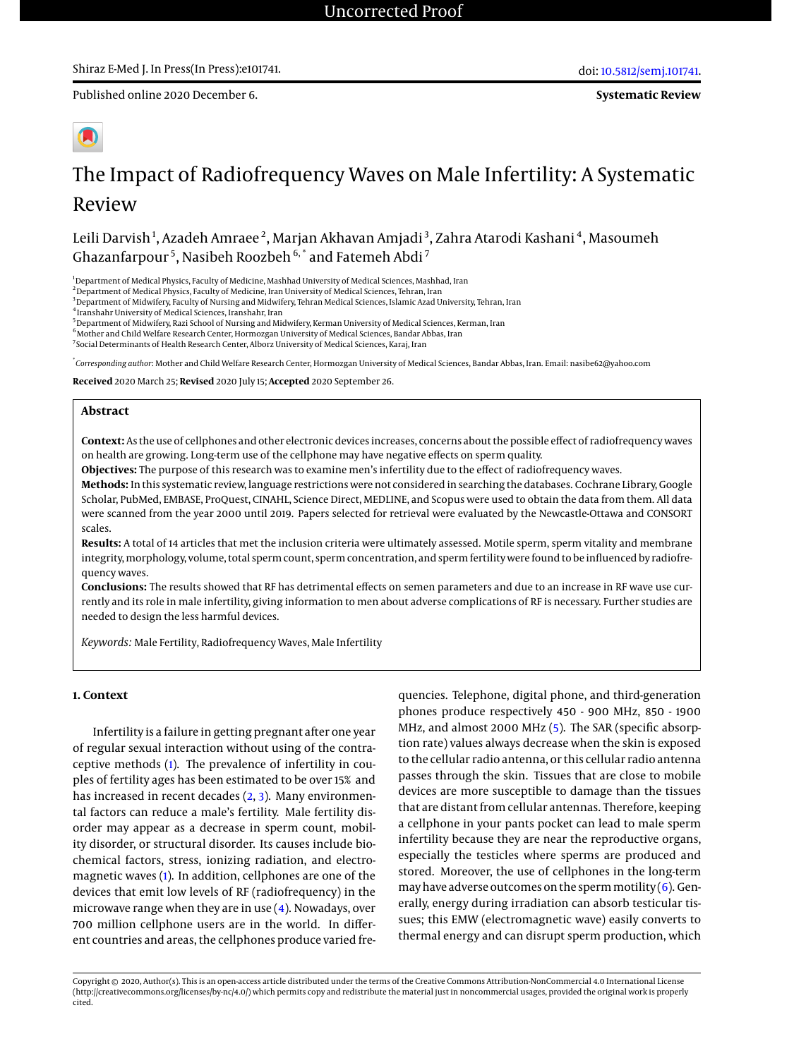Systematic Review

# The Impact of Radiofrequency Waves on Male Infertility: A Systematic Review

Leili Darvish[1], Azadeh Amraee[2], Marjan Akhavan Amjadi[3], Zahra Atarodi Kashani[4], Masoumeh Ghazanfarpour[5], Nasibeh Roozbeh[6,*] and Fatemeh Abdi[7]

[1]Department of Medical Physics, Faculty of Medicine, Mashhad University of Medical Sciences, Mashhad, Iran
[2]Department of Medical Physics, Faculty of Medicine, Iran University of Medical Sciences, Tehran, Iran
[3]Department of Midwifery, Faculty of Nursing and Midwifery, Tehran Medical Sciences, Islamic Azad University, Tehran, Iran
[4]Iranshahr University of Medical Sciences, Iranshahr, Iran
[5]Department of Midwifery, Razi School of Nursing and Midwifery, Kerman University of Medical Sciences, Kerman, Iran
[6]Mother and Child Welfare Research Center, Hormozgan University of Medical Sciences, Bandar Abbas, Iran
[7]Social Determinants of Health Research Center, Alborz University of Medical Sciences, Karaj, Iran

[*]*Corresponding author*: Mother and Child Welfare Research Center, Hormozgan University of Medical Sciences, Bandar Abbas, Iran. Email: nasibe62@yahoo.com

**Received** 2020 March 25; **Revised** 2020 July 15; **Accepted** 2020 September 26.

## Abstract

**Context:** As the use of cellphones and other electronic devices increases, concerns about the possible effect of radiofrequency waves on health are growing. Long-term use of the cellphone may have negative effects on sperm quality.

**Objectives:** The purpose of this research was to examine men's infertility due to the effect of radiofrequency waves.

**Methods:** In this systematic review, language restrictions were not considered in searching the databases. Cochrane Library, Google Scholar, PubMed, EMBASE, ProQuest, CINAHL, Science Direct, MEDLINE, and Scopus were used to obtain the data from them. All data were scanned from the year 2000 until 2019. Papers selected for retrieval were evaluated by the Newcastle-Ottawa and CONSORT scales.

**Results:** A total of 14 articles that met the inclusion criteria were ultimately assessed. Motile sperm, sperm vitality and membrane integrity, morphology, volume, total sperm count, sperm concentration, and sperm fertility were found to be influenced by radiofrequency waves.

**Conclusions:** The results showed that RF has detrimental effects on semen parameters and due to an increase in RF wave use currently and its role in male infertility, giving information to men about adverse complications of RF is necessary. Further studies are needed to design the less harmful devices.

*Keywords:* Male Fertility, Radiofrequency Waves, Male Infertility

## 1. Context

Infertility is a failure in getting pregnant after one year of regular sexual interaction without using of the contraceptive methods (1). The prevalence of infertility in couples of fertility ages has been estimated to be over 15% and has increased in recent decades (2, 3). Many environmental factors can reduce a male's fertility. Male fertility disorder may appear as a decrease in sperm count, mobility disorder, or structural disorder. Its causes include biochemical factors, stress, ionizing radiation, and electromagnetic waves (1). In addition, cellphones are one of the devices that emit low levels of RF (radiofrequency) in the microwave range when they are in use (4). Nowadays, over 700 million cellphone users are in the world. In different countries and areas, the cellphones produce varied frequencies. Telephone, digital phone, and third-generation phones produce respectively 450 - 900 MHz, 850 - 1900 MHz, and almost 2000 MHz (5). The SAR (specific absorption rate) values always decrease when the skin is exposed to the cellular radio antenna, or this cellular radio antenna passes through the skin. Tissues that are close to mobile devices are more susceptible to damage than the tissues that are distant from cellular antennas. Therefore, keeping a cellphone in your pants pocket can lead to male sperm infertility because they are near the reproductive organs, especially the testicles where sperms are produced and stored. Moreover, the use of cellphones in the long-term may have adverse outcomes on the sperm motility (6). Generally, energy during irradiation can absorb testicular tissues; this EMW (electromagnetic wave) easily converts to thermal energy and can disrupt sperm production, which

Copyright © 2020, Author(s). This is an open-access article distributed under the terms of the Creative Commons Attribution-NonCommercial 4.0 International License (http://creativecommons.org/licenses/by-nc/4.0/) which permits copy and redistribute the material just in noncommercial usages, provided the original work is properly cited.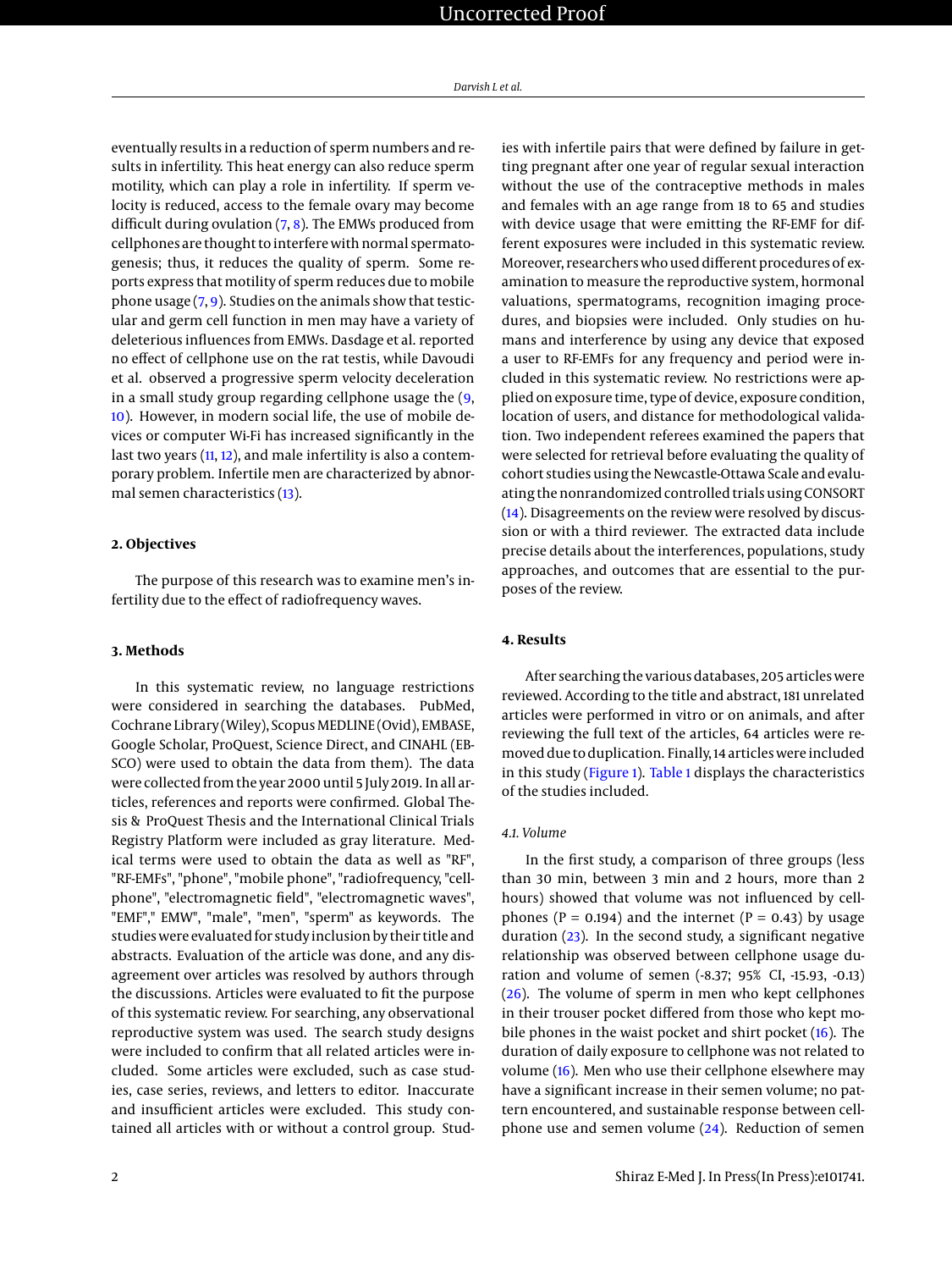eventually results in a reduction of sperm numbers and results in infertility. This heat energy can also reduce sperm motility, which can play a role in infertility. If sperm velocity is reduced, access to the female ovary may become difficult during ovulation (7, 8). The EMWs produced from cellphones are thought to interfere with normal spermatogenesis; thus, it reduces the quality of sperm. Some reports express that motility of sperm reduces due to mobile phone usage (7, 9). Studies on the animals show that testicular and germ cell function in men may have a variety of deleterious influences from EMWs. Dasdage et al. reported no effect of cellphone use on the rat testis, while Davoudi et al. observed a progressive sperm velocity deceleration in a small study group regarding cellphone usage the (9, 10). However, in modern social life, the use of mobile devices or computer Wi-Fi has increased significantly in the last two years (11, 12), and male infertility is also a contemporary problem. Infertile men are characterized by abnormal semen characteristics (13).

## 2. Objectives

The purpose of this research was to examine men's infertility due to the effect of radiofrequency waves.

## 3. Methods

In this systematic review, no language restrictions were considered in searching the databases. PubMed, Cochrane Library (Wiley), Scopus MEDLINE (Ovid), EMBASE, Google Scholar, ProQuest, Science Direct, and CINAHL (EBSCO) were used to obtain the data from them). The data were collected from the year 2000 until 5 July 2019. In all articles, references and reports were confirmed. Global Thesis & ProQuest Thesis and the International Clinical Trials Registry Platform were included as gray literature. Medical terms were used to obtain the data as well as "RF", "RF-EMFs", "phone", "mobile phone", "radiofrequency, "cellphone", "electromagnetic field", "electromagnetic waves", "EMF"," EMW", "male", "men", "sperm" as keywords. The studies were evaluated for study inclusion by their title and abstracts. Evaluation of the article was done, and any disagreement over articles was resolved by authors through the discussions. Articles were evaluated to fit the purpose of this systematic review. For searching, any observational reproductive system was used. The search study designs were included to confirm that all related articles were included. Some articles were excluded, such as case studies, case series, reviews, and letters to editor. Inaccurate and insufficient articles were excluded. This study contained all articles with or without a control group. Studies with infertile pairs that were defined by failure in getting pregnant after one year of regular sexual interaction without the use of the contraceptive methods in males and females with an age range from 18 to 65 and studies with device usage that were emitting the RF-EMF for different exposures were included in this systematic review. Moreover, researchers who used different procedures of examination to measure the reproductive system, hormonal valuations, spermatograms, recognition imaging procedures, and biopsies were included. Only studies on humans and interference by using any device that exposed a user to RF-EMFs for any frequency and period were included in this systematic review. No restrictions were applied on exposure time, type of device, exposure condition, location of users, and distance for methodological validation. Two independent referees examined the papers that were selected for retrieval before evaluating the quality of cohort studies using the Newcastle-Ottawa Scale and evaluating the nonrandomized controlled trials using CONSORT (14). Disagreements on the review were resolved by discussion or with a third reviewer. The extracted data include precise details about the interferences, populations, study approaches, and outcomes that are essential to the purposes of the review.

## 4. Results

After searching the various databases, 205 articles were reviewed. According to the title and abstract, 181 unrelated articles were performed in vitro or on animals, and after reviewing the full text of the articles, 64 articles were removed due to duplication. Finally, 14 articles were included in this study (Figure 1). Table 1 displays the characteristics of the studies included.

### 4.1. Volume

In the first study, a comparison of three groups (less than 30 min, between 3 min and 2 hours, more than 2 hours) showed that volume was not influenced by cellphones (P = 0.194) and the internet (P = 0.43) by usage duration (23). In the second study, a significant negative relationship was observed between cellphone usage duration and volume of semen (-8.37; 95% CI, -15.93, -0.13) (26). The volume of sperm in men who kept cellphones in their trouser pocket differed from those who kept mobile phones in the waist pocket and shirt pocket (16). The duration of daily exposure to cellphone was not related to volume (16). Men who use their cellphone elsewhere may have a significant increase in their semen volume; no pattern encountered, and sustainable response between cellphone use and semen volume (24). Reduction of semen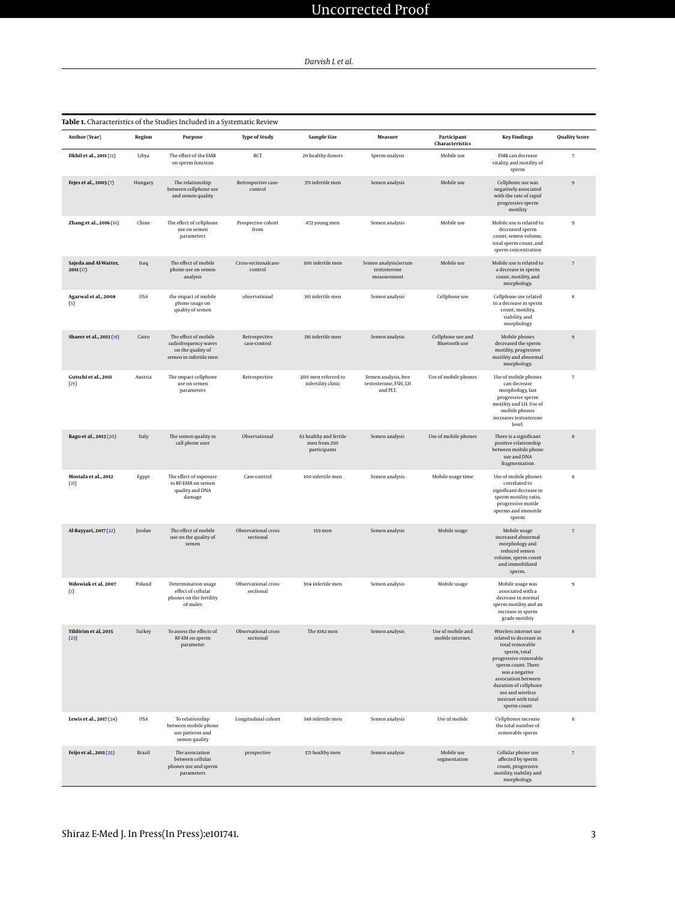**Table 1.** Characteristics of the Studies Included in a Systematic Review

| Author (Year) | Region | Purpose | Type of Study | Sample Size | Measure | Participant Characteristics | Key Findings | Quality Score |
|---|---|---|---|---|---|---|---|---|
| **Dkhil et al., 2011** (15) | Libya | The effect of the EMR on sperm function | RCT | 20 healthy donors | Sperm analysis | Mobile use | EMR can decrease vitality, and motility of sperm | 7 |
| **Fejes et al., 2005** (7) | Hungary | The relationship between cellphone use and semen quality | Retrospective case-control | 371 infertile men | Semen analysis | Mobile use | Cellphone use was negatively associated with the rate of rapid progressive sperm motility | 9 |
| **Zhang et al., 2016** (16) | Chine | The effect of cellphone use on semen parameters | Prospective cohort from | 872 young men | Semen analysis | Mobile use | Mobile use is related to decreased sperm count, semen volume, total sperm count, and sperm concentration | 9 |
| **Sajeda and Al-Watter, 2011** (17) | Iraq | The effect of mobile phone use on semen analysis | Cross-sectionalcase-control | 300 infertile men | Semen analysis/serum testosterone measurement | Mobile use | Mobile use is related to a decrease in sperm count, motility, and morphology. | 7 |
| **Agarwal et al., 2008** (5) | USA | the impact of mobile phone usage on quality of semen | observational | 361 infertile men | Semen analysis | Cellphone use | Cellphone use related to a decrease in sperm count, motility, viability, and morphology | 8 |
| **Shaeer et al., 2013** (18) | Cairo | The effect of mobile radiofrequency waves on the quality of semen in infertile men | Retrospective case-control | 316 infertile men | Semen analysis | Cellphone use and Bluetooth use | Mobile phones decreased the sperm motility, progressive motility and abnormal morphology. | 9 |
| **Gutschi et al., 2011** (19) | Austria | The impact cellphone use on semen parameters | Retrospective | 2110 men referred to infertility clinic | Semen analysis, free testosterone, FSH, LH and PLT. | Use of mobile phones | Use of mobile phones can decrease morphology, fast progressive sperm motility and LH. Use of mobile phones increases testosterone level. | 7 |
| **Rago et al., 2013** (20) | Italy | The semen quality in call phone user | Observational | 63 healthy and fertile men from 250 participants | Semen analysis | Use of mobile phones | There is a significant positive relationship between mobile phone use and DNA fragmentation | 8 |
| **Mostafa et al., 2012** (21) | Egypt | The effect of exposure to RF-EMR on semen quality and DNA damage | Case-control | 100 infertile men | Semen analysis | Mobile usage time | Use of mobile phones correlated to significant decrease in sperm motility ratio, progressive motile sperms and immotile sperm | 8 |
| **Al-Bayyari, 2017** (22) | Jordan | The effect of mobile use on the quality of semen | Observational cross sectional | 159 men | Semen analysis | Mobile usage | Mobile usage increased abnormal morphology and reduced semen volume, sperm count and immobilized sperm. | 7 |
| **Wdowiak et al, 2007** (1) | Poland | Determination usage effect of cellular phones on the fertility of males | Observational cross sectional | 304 infertile men | Semen analysis | Mobile usage | Mobile usage was associated with a decrease in normal sperm motility and an increase in sperm grade motility | 9 |
| **Yildirim et al, 2015** (23) | Turkey | To assess the effects of RF-EM on sperm parameter | Observational cross sectional | The 1082 men | Semen analysis | Use of mobile and mobile internet. | Wireless internet use related to decrease in total removable sperm, total progressive removable sperm count. There was a negative association between duration of cellphone use and wireless internet with total sperm count | 8 |
| **Lewis et al., 2017** (24) | USA | To relationship between mobile phone use patterns and semen quality | Longitudinal cohort | 348 infertile men | Semen analysis | Use of mobile | Cellphones increase the total number of removable sperm | 8 |
| **Feijo et al., 2011** (25) | Brazil | The association between cellular phones use and sperm parameters | prospective | 571 healthy men | Semen analysis | Mobile use segmentation | Cellular phone use affected by sperm count, progressive motility, viability and morphology. | 7 |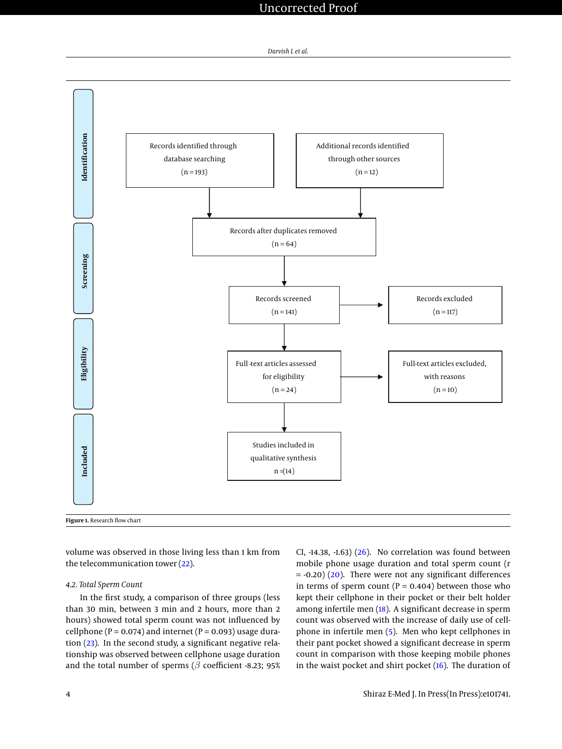| Stage | | | |
|---|---|---|---|
| Identification | Records identified through database searching (n = 193) | Additional records identified through other sources (n = 12) | |
| | Records after duplicates removed (n = 64) | | |
| Screening | Records screened (n = 141) | → | Records excluded (n = 117) |
| Eligibility | Full-text articles assessed for eligibility (n = 24) | → | Full-text articles excluded, with reasons (n = 10) |
| Included | Studies included in qualitative synthesis n =(14) | | |

**Figure 1.** Research flow chart

volume was observed in those living less than 1 km from the telecommunication tower (22).

### 4.2. Total Sperm Count

In the first study, a comparison of three groups (less than 30 min, between 3 min and 2 hours, more than 2 hours) showed total sperm count was not influenced by cellphone (P = 0.074) and internet (P = 0.093) usage duration (23). In the second study, a significant negative relationship was observed between cellphone usage duration and the total number of sperms ($\beta$ coefficient -8.23; 95% CI, -14.38, -1.63) (26). No correlation was found between mobile phone usage duration and total sperm count (r = -0.20) (20). There were not any significant differences in terms of sperm count (P = 0.404) between those who kept their cellphone in their pocket or their belt holder among infertile men (18). A significant decrease in sperm count was observed with the increase of daily use of cellphone in infertile men (5). Men who kept cellphones in their pant pocket showed a significant decrease in sperm count in comparison with those keeping mobile phones in the waist pocket and shirt pocket (16). The duration of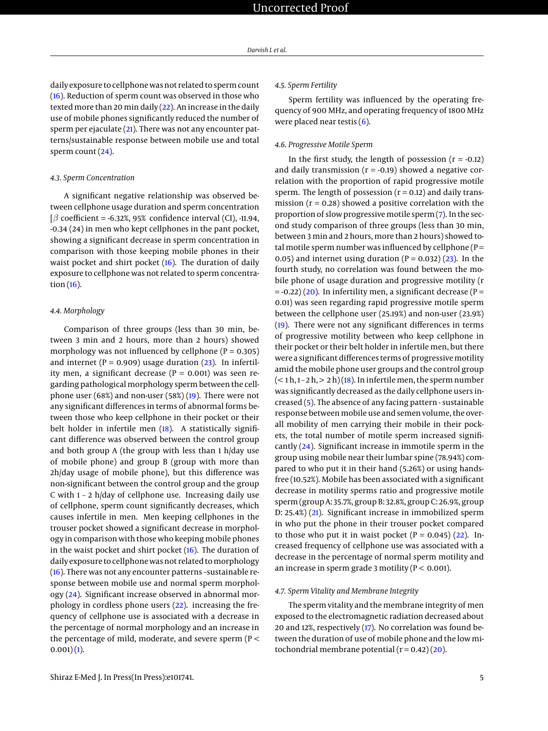daily exposure to cellphone was not related to sperm count (16). Reduction of sperm count was observed in those who texted more than 20 min daily (22). An increase in the daily use of mobile phones significantly reduced the number of sperm per ejaculate (21). There was not any encounter patterns/sustainable response between mobile use and total sperm count (24).

### 4.3. Sperm Concentration

A significant negative relationship was observed between cellphone usage duration and sperm concentration [$\beta$ coefficient = -6.32%, 95% confidence interval (CI), -11.94, -0.34 (24) in men who kept cellphones in the pant pocket, showing a significant decrease in sperm concentration in comparison with those keeping mobile phones in their waist pocket and shirt pocket (16). The duration of daily exposure to cellphone was not related to sperm concentration (16).

### 4.4. Morphology

Comparison of three groups (less than 30 min, between 3 min and 2 hours, more than 2 hours) showed morphology was not influenced by cellphone (P = 0.305) and internet (P = 0.909) usage duration (23). In infertility men, a significant decrease (P = 0.001) was seen regarding pathological morphology sperm between the cellphone user (68%) and non-user (58%) (19). There were not any significant differences in terms of abnormal forms between those who keep cellphone in their pocket or their belt holder in infertile men (18). A statistically significant difference was observed between the control group and both group A (the group with less than 1 h/day use of mobile phone) and group B (group with more than 2h/day usage of mobile phone), but this difference was non-significant between the control group and the group C with 1 - 2 h/day of cellphone use. Increasing daily use of cellphone, sperm count significantly decreases, which causes infertile in men. Men keeping cellphones in the trouser pocket showed a significant decrease in morphology in comparison with those who keeping mobile phones in the waist pocket and shirt pocket (16). The duration of daily exposure to cellphone was not related to morphology (16). There was not any encounter patterns –sustainable response between mobile use and normal sperm morphology (24). Significant increase observed in abnormal morphology in cordless phone users (22). increasing the frequency of cellphone use is associated with a decrease in the percentage of normal morphology and an increase in the percentage of mild, moderate, and severe sperm ($P < 0.001$) (1).

### 4.5. Sperm Fertility

Sperm fertility was influenced by the operating frequency of 900 MHz, and operating frequency of 1800 MHz were placed near testis (6).

### 4.6. Progressive Motile Sperm

In the first study, the length of possession (r = -0.12) and daily transmission (r = -0.19) showed a negative correlation with the proportion of rapid progressive motile sperm. The length of possession (r = 0.12) and daily transmission (r = 0.28) showed a positive correlation with the proportion of slow progressive motile sperm (7). In the second study comparison of three groups (less than 30 min, between 3 min and 2 hours, more than 2 hours) showed total motile sperm number was influenced by cellphone (P = 0.05) and internet using duration (P = 0.032) (23). In the fourth study, no correlation was found between the mobile phone of usage duration and progressive motility (r = -0.22) (20). In infertility men, a significant decrease (P = 0.01) was seen regarding rapid progressive motile sperm between the cellphone user (25.19%) and non-user (23.9%) (19). There were not any significant differences in terms of progressive motility between who keep cellphone in their pocket or their belt holder in infertile men, but there were a significant differences terms of progressive motility amid the mobile phone user groups and the control group (< 1 h, 1 - 2 h, > 2 h) (18). In infertile men, the sperm number was significantly decreased as the daily cellphone users increased (5). The absence of any facing pattern - sustainable response between mobile use and semen volume, the overall mobility of men carrying their mobile in their pockets, the total number of motile sperm increased significantly (24). Significant increase in immotile sperm in the group using mobile near their lumbar spine (78.94%) compared to who put it in their hand (5.26%) or using handsfree (10.52%). Mobile has been associated with a significant decrease in motility sperms ratio and progressive motile sperm (group A: 35.7%, group B: 32.8%, group C: 26.9%, group D: 25.4%) (21). Significant increase in immobilized sperm in who put the phone in their trouser pocket compared to those who put it in waist pocket (P = 0.045) (22). Increased frequency of cellphone use was associated with a decrease in the percentage of normal sperm motility and an increase in sperm grade 3 motility ($P < 0.001$).

### 4.7. Sperm Vitality and Membrane Integrity

The sperm vitality and the membrane integrity of men exposed to the electromagnetic radiation decreased about 20 and 12%, respectively (17). No correlation was found between the duration of use of mobile phone and the low mitochondrial membrane potential (r = 0.42) (20).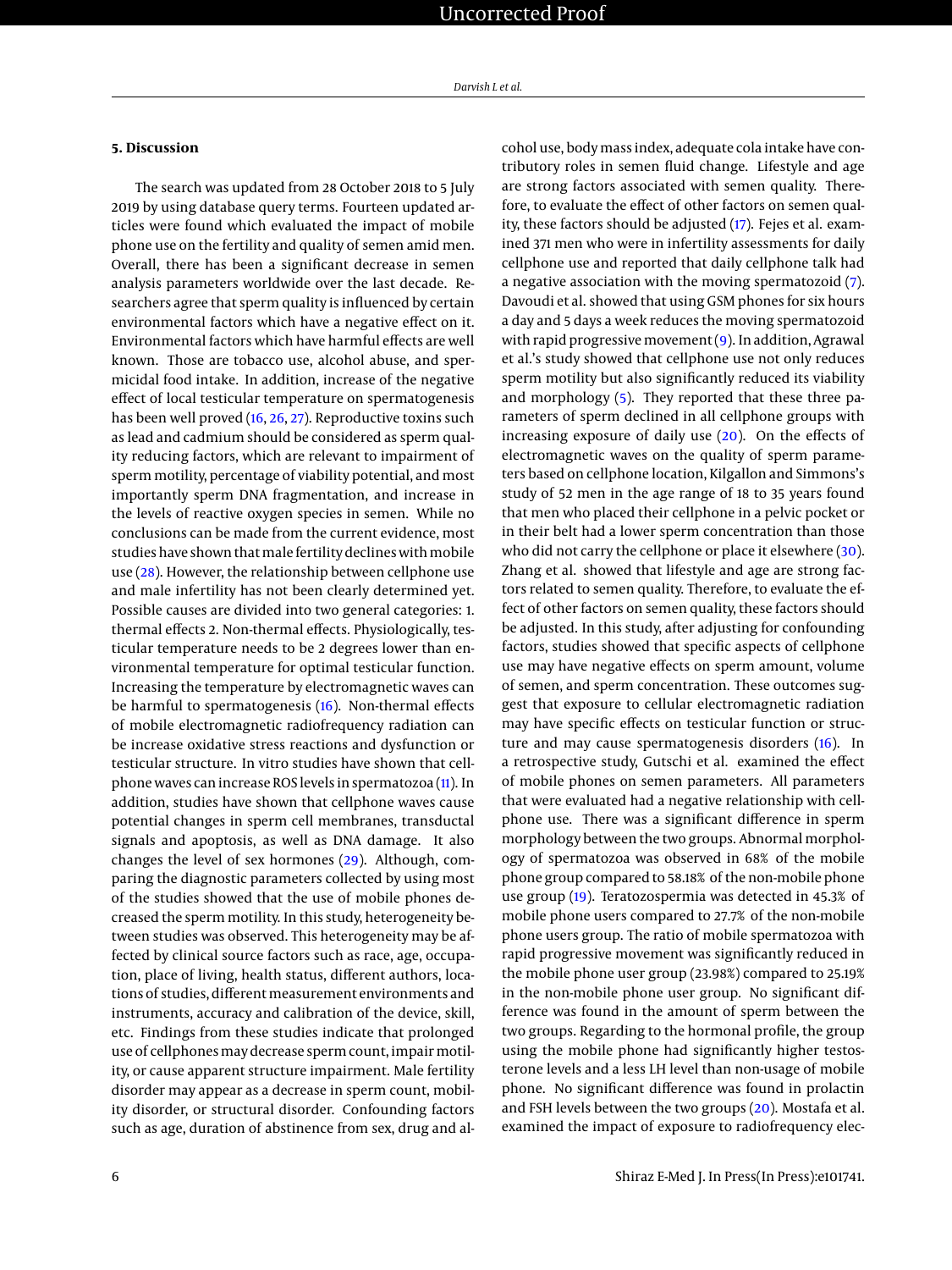## 5. Discussion

The search was updated from 28 October 2018 to 5 July 2019 by using database query terms. Fourteen updated articles were found which evaluated the impact of mobile phone use on the fertility and quality of semen amid men. Overall, there has been a significant decrease in semen analysis parameters worldwide over the last decade. Researchers agree that sperm quality is influenced by certain environmental factors which have a negative effect on it. Environmental factors which have harmful effects are well known. Those are tobacco use, alcohol abuse, and spermicidal food intake. In addition, increase of the negative effect of local testicular temperature on spermatogenesis has been well proved (16, 26, 27). Reproductive toxins such as lead and cadmium should be considered as sperm quality reducing factors, which are relevant to impairment of sperm motility, percentage of viability potential, and most importantly sperm DNA fragmentation, and increase in the levels of reactive oxygen species in semen. While no conclusions can be made from the current evidence, most studies have shown that male fertility declines with mobile use (28). However, the relationship between cellphone use and male infertility has not been clearly determined yet. Possible causes are divided into two general categories: 1. thermal effects 2. Non-thermal effects. Physiologically, testicular temperature needs to be 2 degrees lower than environmental temperature for optimal testicular function. Increasing the temperature by electromagnetic waves can be harmful to spermatogenesis (16). Non-thermal effects of mobile electromagnetic radiofrequency radiation can be increase oxidative stress reactions and dysfunction or testicular structure. In vitro studies have shown that cellphone waves can increase ROS levels in spermatozoa (11). In addition, studies have shown that cellphone waves cause potential changes in sperm cell membranes, transductal signals and apoptosis, as well as DNA damage. It also changes the level of sex hormones (29). Although, comparing the diagnostic parameters collected by using most of the studies showed that the use of mobile phones decreased the sperm motility. In this study, heterogeneity between studies was observed. This heterogeneity may be affected by clinical source factors such as race, age, occupation, place of living, health status, different authors, locations of studies, different measurement environments and instruments, accuracy and calibration of the device, skill, etc. Findings from these studies indicate that prolonged use of cellphones may decrease sperm count, impair motility, or cause apparent structure impairment. Male fertility disorder may appear as a decrease in sperm count, mobility disorder, or structural disorder. Confounding factors such as age, duration of abstinence from sex, drug and alcohol use, body mass index, adequate cola intake have contributory roles in semen fluid change. Lifestyle and age are strong factors associated with semen quality. Therefore, to evaluate the effect of other factors on semen quality, these factors should be adjusted (17). Fejes et al. examined 371 men who were in infertility assessments for daily cellphone use and reported that daily cellphone talk had a negative association with the moving spermatozoid (7). Davoudi et al. showed that using GSM phones for six hours a day and 5 days a week reduces the moving spermatozoid with rapid progressive movement (9). In addition, Agrawal et al.'s study showed that cellphone use not only reduces sperm motility but also significantly reduced its viability and morphology (5). They reported that these three parameters of sperm declined in all cellphone groups with increasing exposure of daily use (20). On the effects of electromagnetic waves on the quality of sperm parameters based on cellphone location, Kilgallon and Simmons's study of 52 men in the age range of 18 to 35 years found that men who placed their cellphone in a pelvic pocket or in their belt had a lower sperm concentration than those who did not carry the cellphone or place it elsewhere (30). Zhang et al. showed that lifestyle and age are strong factors related to semen quality. Therefore, to evaluate the effect of other factors on semen quality, these factors should be adjusted. In this study, after adjusting for confounding factors, studies showed that specific aspects of cellphone use may have negative effects on sperm amount, volume of semen, and sperm concentration. These outcomes suggest that exposure to cellular electromagnetic radiation may have specific effects on testicular function or structure and may cause spermatogenesis disorders (16). In a retrospective study, Gutschi et al. examined the effect of mobile phones on semen parameters. All parameters that were evaluated had a negative relationship with cellphone use. There was a significant difference in sperm morphology between the two groups. Abnormal morphology of spermatozoa was observed in 68% of the mobile phone group compared to 58.18% of the non-mobile phone use group (19). Teratozospermia was detected in 45.3% of mobile phone users compared to 27.7% of the non-mobile phone users group. The ratio of mobile spermatozoa with rapid progressive movement was significantly reduced in the mobile phone user group (23.98%) compared to 25.19% in the non-mobile phone user group. No significant difference was found in the amount of sperm between the two groups. Regarding to the hormonal profile, the group using the mobile phone had significantly higher testosterone levels and a less LH level than non-usage of mobile phone. No significant difference was found in prolactin and FSH levels between the two groups (20). Mostafa et al. examined the impact of exposure to radiofrequency elec-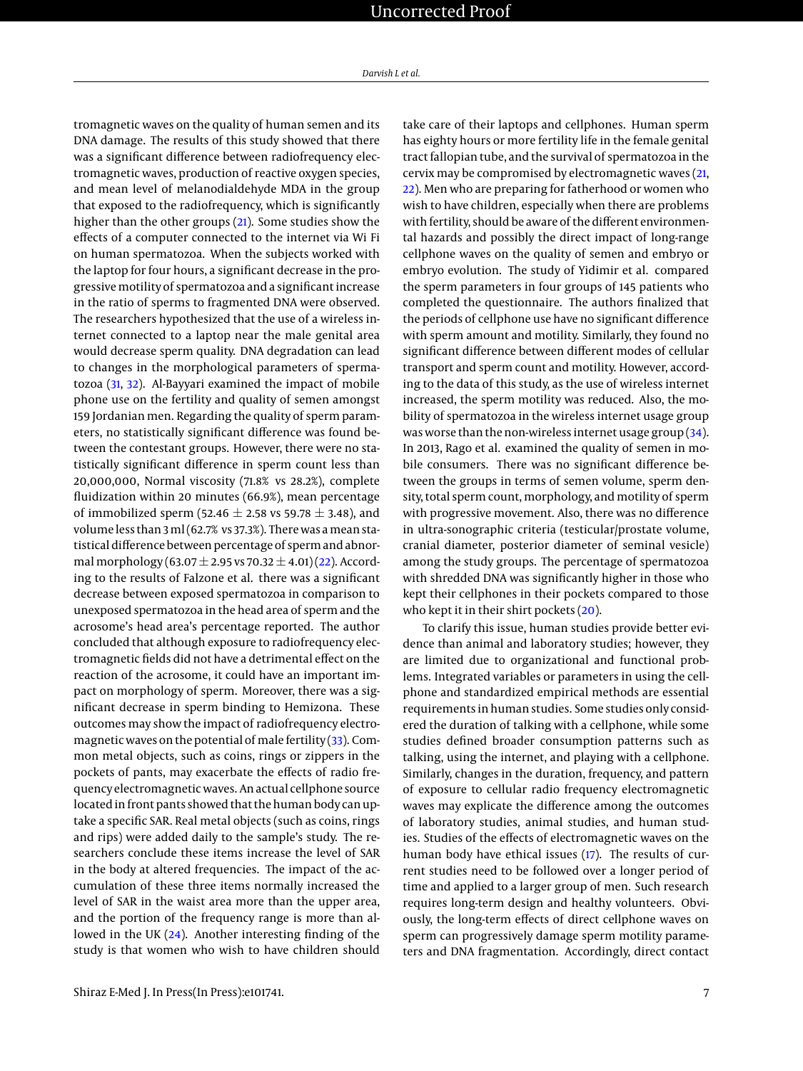tromagnetic waves on the quality of human semen and its DNA damage. The results of this study showed that there was a significant difference between radiofrequency electromagnetic waves, production of reactive oxygen species, and mean level of melanodialdehyde MDA in the group that exposed to the radiofrequency, which is significantly higher than the other groups (21). Some studies show the effects of a computer connected to the internet via Wi Fi on human spermatozoa. When the subjects worked with the laptop for four hours, a significant decrease in the progressive motility of spermatozoa and a significant increase in the ratio of sperms to fragmented DNA were observed. The researchers hypothesized that the use of a wireless internet connected to a laptop near the male genital area would decrease sperm quality. DNA degradation can lead to changes in the morphological parameters of spermatozoa (31, 32). Al-Bayyari examined the impact of mobile phone use on the fertility and quality of semen amongst 159 Jordanian men. Regarding the quality of sperm parameters, no statistically significant difference was found between the contestant groups. However, there were no statistically significant difference in sperm count less than 20,000,000, Normal viscosity (71.8% vs 28.2%), complete fluidization within 20 minutes (66.9%), mean percentage of immobilized sperm (52.46 $\pm$ 2.58 vs 59.78 $\pm$ 3.48), and volume less than 3 ml (62.7% vs 37.3%). There was a mean statistical difference between percentage of sperm and abnormal morphology (63.07 $\pm$ 2.95 vs 70.32 $\pm$ 4.01) (22). According to the results of Falzone et al. there was a significant decrease between exposed spermatozoa in comparison to unexposed spermatozoa in the head area of sperm and the acrosome's head area's percentage reported. The author concluded that although exposure to radiofrequency electromagnetic fields did not have a detrimental effect on the reaction of the acrosome, it could have an important impact on morphology of sperm. Moreover, there was a significant decrease in sperm binding to Hemizona. These outcomes may show the impact of radiofrequency electromagnetic waves on the potential of male fertility (33). Common metal objects, such as coins, rings or zippers in the pockets of pants, may exacerbate the effects of radio frequency electromagnetic waves. An actual cellphone source located in front pants showed that the human body can uptake a specific SAR. Real metal objects (such as coins, rings and rips) were added daily to the sample's study. The researchers conclude these items increase the level of SAR in the body at altered frequencies. The impact of the accumulation of these three items normally increased the level of SAR in the waist area more than the upper area, and the portion of the frequency range is more than allowed in the UK (24). Another interesting finding of the study is that women who wish to have children should take care of their laptops and cellphones. Human sperm has eighty hours or more fertility life in the female genital tract fallopian tube, and the survival of spermatozoa in the cervix may be compromised by electromagnetic waves (21, 22). Men who are preparing for fatherhood or women who wish to have children, especially when there are problems with fertility, should be aware of the different environmental hazards and possibly the direct impact of long-range cellphone waves on the quality of semen and embryo or embryo evolution. The study of Yidimir et al. compared the sperm parameters in four groups of 145 patients who completed the questionnaire. The authors finalized that the periods of cellphone use have no significant difference with sperm amount and motility. Similarly, they found no significant difference between different modes of cellular transport and sperm count and motility. However, according to the data of this study, as the use of wireless internet increased, the sperm motility was reduced. Also, the mobility of spermatozoa in the wireless internet usage group was worse than the non-wireless internet usage group (34). In 2013, Rago et al. examined the quality of semen in mobile consumers. There was no significant difference between the groups in terms of semen volume, sperm density, total sperm count, morphology, and motility of sperm with progressive movement. Also, there was no difference in ultra-sonographic criteria (testicular/prostate volume, cranial diameter, posterior diameter of seminal vesicle) among the study groups. The percentage of spermatozoa with shredded DNA was significantly higher in those who kept their cellphones in their pockets compared to those who kept it in their shirt pockets (20).

To clarify this issue, human studies provide better evidence than animal and laboratory studies; however, they are limited due to organizational and functional problems. Integrated variables or parameters in using the cellphone and standardized empirical methods are essential requirements in human studies. Some studies only considered the duration of talking with a cellphone, while some studies defined broader consumption patterns such as talking, using the internet, and playing with a cellphone. Similarly, changes in the duration, frequency, and pattern of exposure to cellular radio frequency electromagnetic waves may explicate the difference among the outcomes of laboratory studies, animal studies, and human studies. Studies of the effects of electromagnetic waves on the human body have ethical issues (17). The results of current studies need to be followed over a longer period of time and applied to a larger group of men. Such research requires long-term design and healthy volunteers. Obviously, the long-term effects of direct cellphone waves on sperm can progressively damage sperm motility parameters and DNA fragmentation. Accordingly, direct contact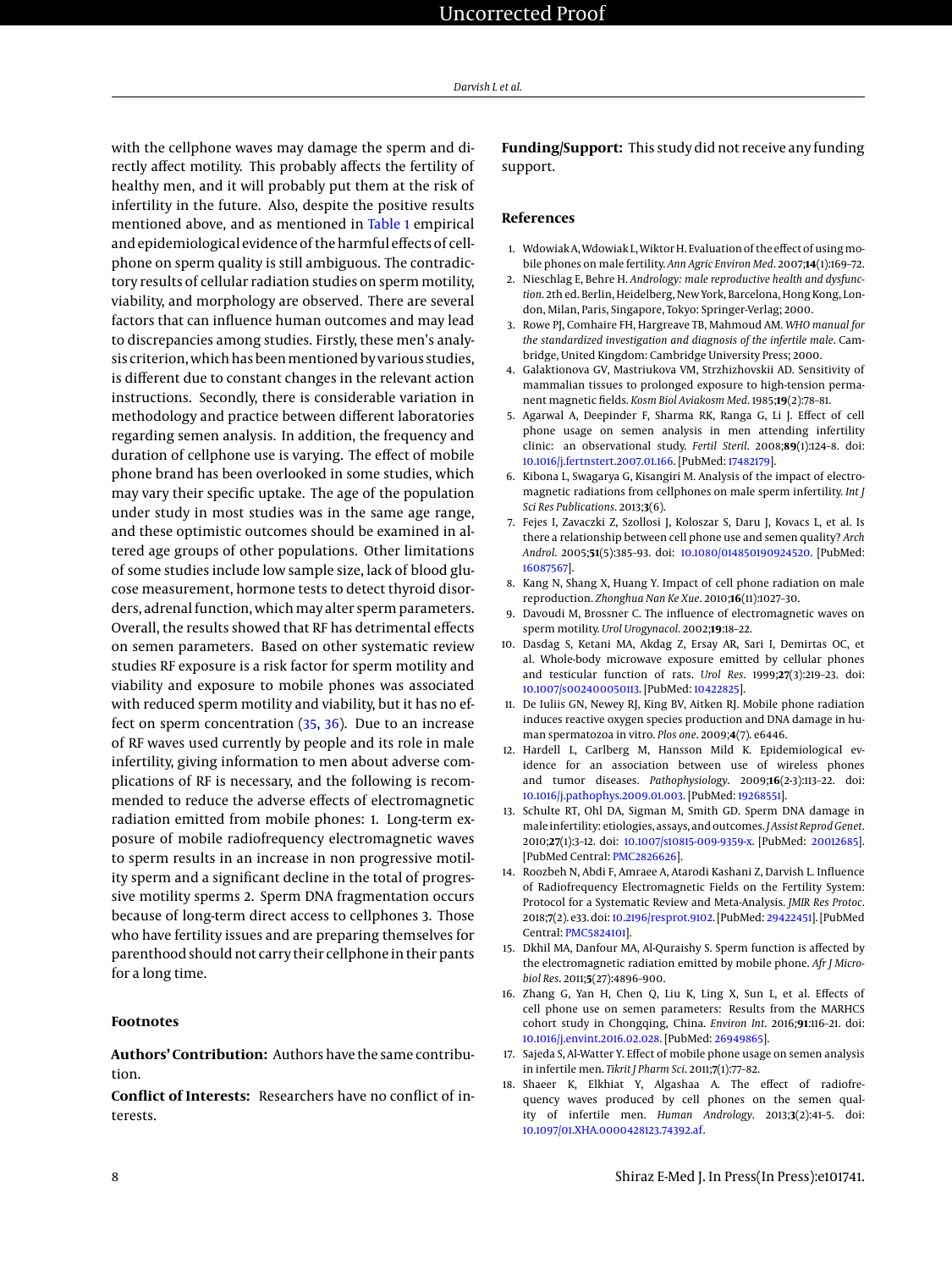with the cellphone waves may damage the sperm and directly affect motility. This probably affects the fertility of healthy men, and it will probably put them at the risk of infertility in the future. Also, despite the positive results mentioned above, and as mentioned in Table 1 empirical and epidemiological evidence of the harmful effects of cellphone on sperm quality is still ambiguous. The contradictory results of cellular radiation studies on sperm motility, viability, and morphology are observed. There are several factors that can influence human outcomes and may lead to discrepancies among studies. Firstly, these men's analysis criterion, which has been mentioned by various studies, is different due to constant changes in the relevant action instructions. Secondly, there is considerable variation in methodology and practice between different laboratories regarding semen analysis. In addition, the frequency and duration of cellphone use is varying. The effect of mobile phone brand has been overlooked in some studies, which may vary their specific uptake. The age of the population under study in most studies was in the same age range, and these optimistic outcomes should be examined in altered age groups of other populations. Other limitations of some studies include low sample size, lack of blood glucose measurement, hormone tests to detect thyroid disorders, adrenal function, which may alter sperm parameters. Overall, the results showed that RF has detrimental effects on semen parameters. Based on other systematic review studies RF exposure is a risk factor for sperm motility and viability and exposure to mobile phones was associated with reduced sperm motility and viability, but it has no effect on sperm concentration (35, 36). Due to an increase of RF waves used currently by people and its role in male infertility, giving information to men about adverse complications of RF is necessary, and the following is recommended to reduce the adverse effects of electromagnetic radiation emitted from mobile phones: 1. Long-term exposure of mobile radiofrequency electromagnetic waves to sperm results in an increase in non progressive motility sperm and a significant decline in the total of progressive motility sperms 2. Sperm DNA fragmentation occurs because of long-term direct access to cellphones 3. Those who have fertility issues and are preparing themselves for parenthood should not carry their cellphone in their pants for a long time.

## Footnotes

**Authors' Contribution:** Authors have the same contribution.

**Conflict of Interests:** Researchers have no conflict of interests.

**Funding/Support:** This study did not receive any funding support.

## References

1. Wdowiak A, Wdowiak L, Wiktor H. Evaluation of the effect of using mobile phones on male fertility. *Ann Agric Environ Med*. 2007;**14**(1):169–72.
2. Nieschlag E, Behre H. *Andrology: male reproductive health and dysfunction*. 2th ed. Berlin, Heidelberg, New York, Barcelona, Hong Kong, London, Milan, Paris, Singapore, Tokyo: Springer-Verlag; 2000.
3. Rowe PJ, Comhaire FH, Hargreave TB, Mahmoud AM. *WHO manual for the standardized investigation and diagnosis of the infertile male*. Cambridge, United Kingdom: Cambridge University Press; 2000.
4. Galaktionova GV, Mastriukova VM, Strzhizhovskii AD. Sensitivity of mammalian tissues to prolonged exposure to high-tension permanent magnetic fields. *Kosm Biol Aviakosm Med*. 1985;**19**(2):78–81.
5. Agarwal A, Deepinder F, Sharma RK, Ranga G, Li J. Effect of cell phone usage on semen analysis in men attending infertility clinic: an observational study. *Fertil Steril*. 2008;**89**(1):124–8. doi: 10.1016/j.fertnstert.2007.01.166. [PubMed: 17482179].
6. Kibona L, Swagarya G, Kisangiri M. Analysis of the impact of electromagnetic radiations from cellphones on male sperm infertility. *Int J Sci Res Publications*. 2013;**3**(6).
7. Fejes I, Zavaczki Z, Szollosi J, Koloszar S, Daru J, Kovacs L, et al. Is there a relationship between cell phone use and semen quality? *Arch Androl*. 2005;**51**(5):385–93. doi: 10.1080/014850190924520. [PubMed: 16087567].
8. Kang N, Shang X, Huang Y. Impact of cell phone radiation on male reproduction. *Zhonghua Nan Ke Xue*. 2010;**16**(11):1027–30.
9. Davoudi M, Brossner C. The influence of electromagnetic waves on sperm motility. *Urol Urogynacol*. 2002;**19**:18–22.
10. Dasdag S, Ketani MA, Akdag Z, Ersay AR, Sari I, Demirtas OC, et al. Whole-body microwave exposure emitted by cellular phones and testicular function of rats. *Urol Res*. 1999;**27**(3):219–23. doi: 10.1007/s002400050113. [PubMed: 10422825].
11. De Iuliis GN, Newey RJ, King BV, Aitken RJ. Mobile phone radiation induces reactive oxygen species production and DNA damage in human spermatozoa in vitro. *Plos one*. 2009;**4**(7). e6446.
12. Hardell L, Carlberg M, Hansson Mild K. Epidemiological evidence for an association between use of wireless phones and tumor diseases. *Pathophysiology*. 2009;**16**(2-3):113–22. doi: 10.1016/j.pathophys.2009.01.003. [PubMed: 19268551].
13. Schulte RT, Ohl DA, Sigman M, Smith GD. Sperm DNA damage in male infertility: etiologies, assays, and outcomes. *J Assist Reprod Genet*. 2010;**27**(1):3–12. doi: 10.1007/s10815-009-9359-x. [PubMed: 20012685]. [PubMed Central: PMC2826626].
14. Roozbeh N, Abdi F, Amraee A, Atarodi Kashani Z, Darvish L. Influence of Radiofrequency Electromagnetic Fields on the Fertility System: Protocol for a Systematic Review and Meta-Analysis. *JMIR Res Protoc*. 2018;**7**(2). e33. doi: 10.2196/resprot.9102. [PubMed: 29422451]. [PubMed Central: PMC5824101].
15. Dkhil MA, Danfour MA, Al-Quraishy S. Sperm function is affected by the electromagnetic radiation emitted by mobile phone. *Afr J Microbiol Res*. 2011;**5**(27):4896–900.
16. Zhang G, Yan H, Chen Q, Liu K, Ling X, Sun L, et al. Effects of cell phone use on semen parameters: Results from the MARHCS cohort study in Chongqing, China. *Environ Int*. 2016;**91**:116–21. doi: 10.1016/j.envint.2016.02.028. [PubMed: 26949865].
17. Sajeda S, Al-Watter Y. Effect of mobile phone usage on semen analysis in infertile men. *Tikrit J Pharm Sci*. 2011;**7**(1):77–82.
18. Shaeer K, Elkhiat Y, Algashaa A. The effect of radiofrequency waves produced by cell phones on the semen quality of infertile men. *Human Andrology*. 2013;**3**(2):41–5. doi: 10.1097/01.XHA.0000428123.74392.af.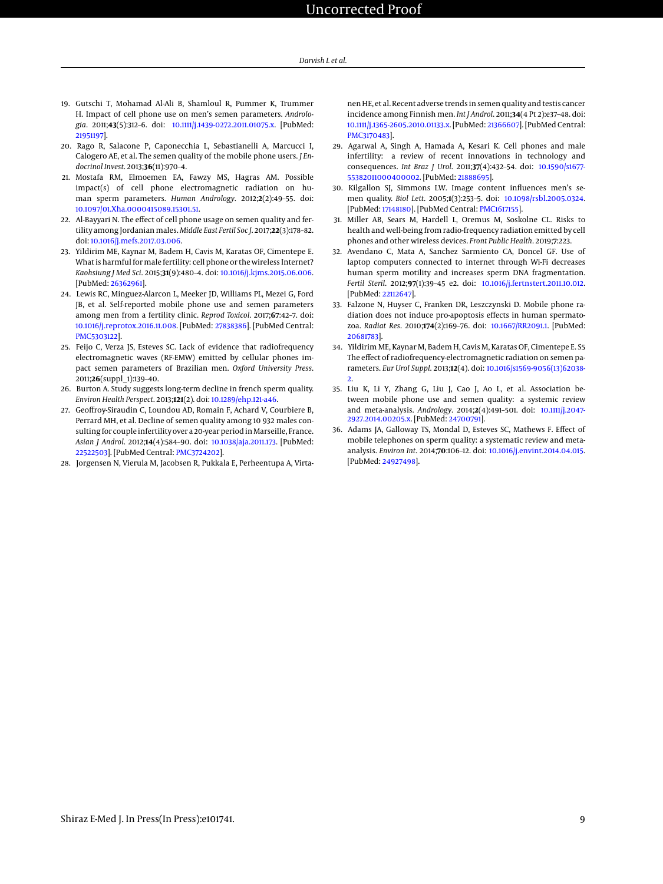19. Gutschi T, Mohamad Al-Ali B, Shamloul R, Pummer K, Trummer H. Impact of cell phone use on men's semen parameters. *Andrologia*. 2011;**43**(5):312–6. doi: 10.1111/j.1439-0272.2011.01075.x. [PubMed: 21951197].
20. Rago R, Salacone P, Caponecchia L, Sebastianelli A, Marcucci I, Calogero AE, et al. The semen quality of the mobile phone users. *J Endocrinol Invest*. 2013;**36**(11):970–4.
21. Mostafa RM, Elmoemen EA, Fawzy MS, Hagras AM. Possible impact(s) of cell phone electromagnetic radiation on human sperm parameters. *Human Andrology*. 2012;**2**(2):49–55. doi: 10.1097/01.Xha.0000415089.15301.51.
22. Al-Bayyari N. The effect of cell phone usage on semen quality and fertility among Jordanian males. *Middle East Fertil Soc J*. 2017;**22**(3):178–82. doi: 10.1016/j.mefs.2017.03.006.
23. Yildirim ME, Kaynar M, Badem H, Cavis M, Karatas OF, Cimentepe E. What is harmful for male fertility: cell phone or the wireless Internet? *Kaohsiung J Med Sci*. 2015;**31**(9):480–4. doi: 10.1016/j.kjms.2015.06.006. [PubMed: 26362961].
24. Lewis RC, Minguez-Alarcon L, Meeker JD, Williams PL, Mezei G, Ford JB, et al. Self-reported mobile phone use and semen parameters among men from a fertility clinic. *Reprod Toxicol*. 2017;**67**:42–7. doi: 10.1016/j.reprotox.2016.11.008. [PubMed: 27838386]. [PubMed Central: PMC5303122].
25. Feijo C, Verza JS, Esteves SC. Lack of evidence that radiofrequency electromagnetic waves (RF-EMW) emitted by cellular phones impact semen parameters of Brazilian men. *Oxford University Press*. 2011;**26**(suppl_1):139–40.
26. Burton A. Study suggests long-term decline in french sperm quality. *Environ Health Perspect*. 2013;**121**(2). doi: 10.1289/ehp.121-a46.
27. Geoffroy-Siraudin C, Loundou AD, Romain F, Achard V, Courbiere B, Perrard MH, et al. Decline of semen quality among 10 932 males consulting for couple infertility over a 20-year period in Marseille, France. *Asian J Androl*. 2012;**14**(4):584–90. doi: 10.1038/aja.2011.173. [PubMed: 22522503]. [PubMed Central: PMC3724202].
28. Jorgensen N, Vierula M, Jacobsen R, Pukkala E, Perheentupa A, Virtanen HE, et al. Recent adverse trends in semen quality and testis cancer incidence among Finnish men. *Int J Androl*. 2011;**34**(4 Pt 2):e37–48. doi: 10.1111/j.1365-2605.2010.01133.x. [PubMed: 21366607]. [PubMed Central: PMC3170483].
29. Agarwal A, Singh A, Hamada A, Kesari K. Cell phones and male infertility: a review of recent innovations in technology and consequences. *Int Braz J Urol*. 2011;**37**(4):432–54. doi: 10.1590/s1677-55382011000400002. [PubMed: 21888695].
30. Kilgallon SJ, Simmons LW. Image content influences men's semen quality. *Biol Lett*. 2005;**1**(3):253–5. doi: 10.1098/rsbl.2005.0324. [PubMed: 17148180]. [PubMed Central: PMC1617155].
31. Miller AB, Sears M, Hardell L, Oremus M, Soskolne CL. Risks to health and well-being from radio-frequency radiation emitted by cell phones and other wireless devices. *Front Public Health*. 2019;**7**:223.
32. Avendano C, Mata A, Sanchez Sarmiento CA, Doncel GF. Use of laptop computers connected to internet through Wi-Fi decreases human sperm motility and increases sperm DNA fragmentation. *Fertil Steril*. 2012;**97**(1):39–45 e2. doi: 10.1016/j.fertnstert.2011.10.012. [PubMed: 22112647].
33. Falzone N, Huyser C, Franken DR, Leszczynski D. Mobile phone radiation does not induce pro-apoptosis effects in human spermatozoa. *Radiat Res*. 2010;**174**(2):169–76. doi: 10.1667/RR2091.1. [PubMed: 20681783].
34. Yildirim ME, Kaynar M, Badem H, Cavis M, Karatas OF, Cimentepe E. S5 The effect of radiofrequency-electromagnetic radiation on semen parameters. *Eur Urol Suppl*. 2013;**12**(4). doi: 10.1016/s1569-9056(13)62038-2.
35. Liu K, Li Y, Zhang G, Liu J, Cao J, Ao L, et al. Association between mobile phone use and semen quality: a systemic review and meta-analysis. *Andrology*. 2014;**2**(4):491–501. doi: 10.1111/j.2047-2927.2014.00205.x. [PubMed: 24700791].
36. Adams JA, Galloway TS, Mondal D, Esteves SC, Mathews F. Effect of mobile telephones on sperm quality: a systematic review and meta-analysis. *Environ Int*. 2014;**70**:106–12. doi: 10.1016/j.envint.2014.04.015. [PubMed: 24927498].